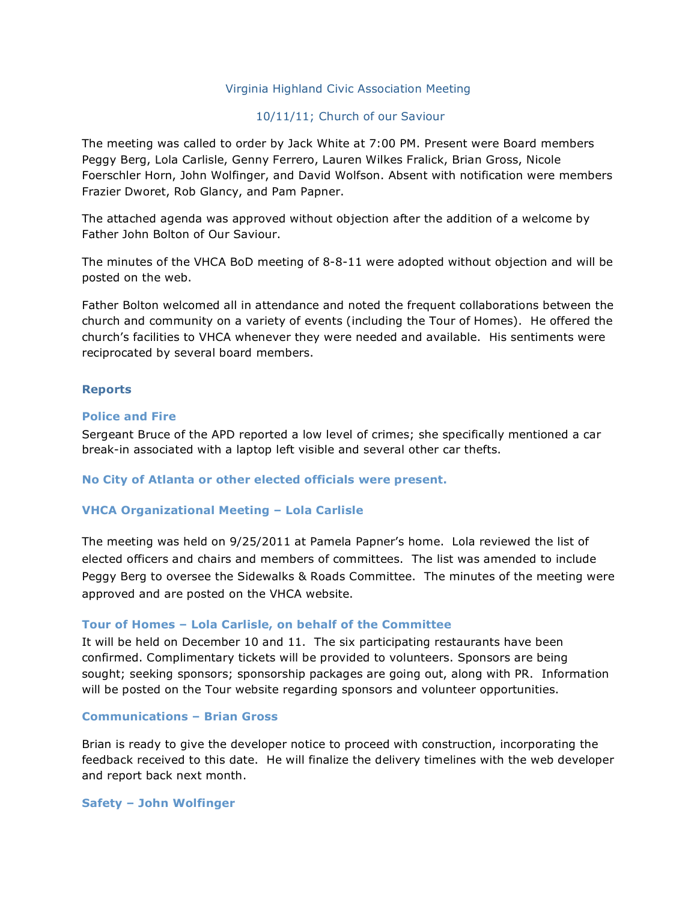Virginia Highland Civic Association Meeting

10/11/11; Church of our Saviour

The meeting was called to order by Jack White at 7:00 PM. Present were Board members Peggy Berg, Lola Carlisle, Genny Ferrero, Lauren Wilkes Fralick, Brian Gross, Nicole Foerschler Horn, John Wolfinger, and David Wolfson. Absent with notification were members Frazier Dworet, Rob Glancy, and Pam Papner.

The attached agenda was approved without objection after the addition of a welcome by Father John Bolton of Our Saviour.

The minutes of the VHCA BoD meeting of 8-8-11 were adopted without objection and will be posted on the web.

Father Bolton welcomed all in attendance and noted the frequent collaborations between the church and community on a variety of events (including the Tour of Homes). He offered the church's facilities to VHCA whenever they were needed and available. His sentiments were reciprocated by several board members.

## Reports

### Police and Fire

Sergeant Bruce of the APD reported a low level of crimes; she specifically mentioned a car break-in associated with a laptop left visible and several other car thefts.

### No City of Atlanta or other elected officials were present.

### VHCA Organizational Meeting – Lola Carlisle

The meeting was held on 9/25/2011 at Pamela Papner's home. Lola reviewed the list of elected officers and chairs and members of committees. The list was amended to include Peggy Berg to oversee the Sidewalks & Roads Committee. The minutes of the meeting were approved and are posted on the VHCA website.

### Tour of Homes – Lola Carlisle, on behalf of the Committee

It will be held on December 10 and 11. The six participating restaurants have been confirmed. Complimentary tickets will be provided to volunteers. Sponsors are being sought; seeking sponsors; sponsorship packages are going out, along with PR. Information will be posted on the Tour website regarding sponsors and volunteer opportunities.

### Communications – Brian Gross

Brian is ready to give the developer notice to proceed with construction, incorporating the feedback received to this date. He will finalize the delivery timelines with the web developer and report back next month.

### Safety – John Wolfinger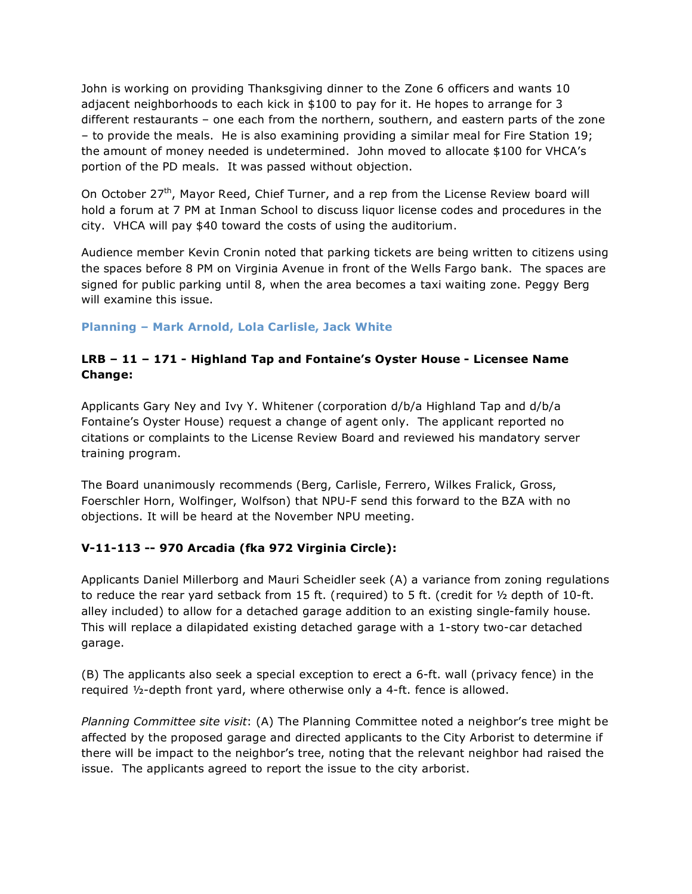John is working on providing Thanksgiving dinner to the Zone 6 officers and wants 10 adjacent neighborhoods to each kick in $100 to pay for it. He hopes to arrange for 3 different restaurants – one each from the northern, southern, and eastern parts of the zone – to provide the meals. He is also examining providing a similar meal for Fire Station 19; the amount of money needed is undetermined. John moved to allocate $100 for VHCA's portion of the PD meals. It was passed without objection.

On October 27th, Mayor Reed, Chief Turner, and a rep from the License Review board will hold a forum at 7 PM at Inman School to discuss liquor license codes and procedures in the city. VHCA will pay $40 toward the costs of using the auditorium.

Audience member Kevin Cronin noted that parking tickets are being written to citizens using the spaces before 8 PM on Virginia Avenue in front of the Wells Fargo bank. The spaces are signed for public parking until 8, when the area becomes a taxi waiting zone. Peggy Berg will examine this issue.

### Planning – Mark Arnold, Lola Carlisle, Jack White

**LRB – 11 – 171 - Highland Tap and Fontaine's Oyster House - Licensee Name Change:**

Applicants Gary Ney and Ivy Y. Whitener (corporation d/b/a Highland Tap and d/b/a Fontaine's Oyster House) request a change of agent only. The applicant reported no citations or complaints to the License Review Board and reviewed his mandatory server training program.

The Board unanimously recommends (Berg, Carlisle, Ferrero, Wilkes Fralick, Gross, Foerschler Horn, Wolfinger, Wolfson) that NPU-F send this forward to the BZA with no objections. It will be heard at the November NPU meeting.

**V-11-113 -- 970 Arcadia (fka 972 Virginia Circle):**

Applicants Daniel Millerborg and Mauri Scheidler seek (A) a variance from zoning regulations to reduce the rear yard setback from 15 ft. (required) to 5 ft. (credit for ½ depth of 10-ft. alley included) to allow for a detached garage addition to an existing single-family house. This will replace a dilapidated existing detached garage with a 1-story two-car detached garage.

(B) The applicants also seek a special exception to erect a 6-ft. wall (privacy fence) in the required ½-depth front yard, where otherwise only a 4-ft. fence is allowed.

*Planning Committee site visit*: (A) The Planning Committee noted a neighbor's tree might be affected by the proposed garage and directed applicants to the City Arborist to determine if there will be impact to the neighbor's tree, noting that the relevant neighbor had raised the issue. The applicants agreed to report the issue to the city arborist.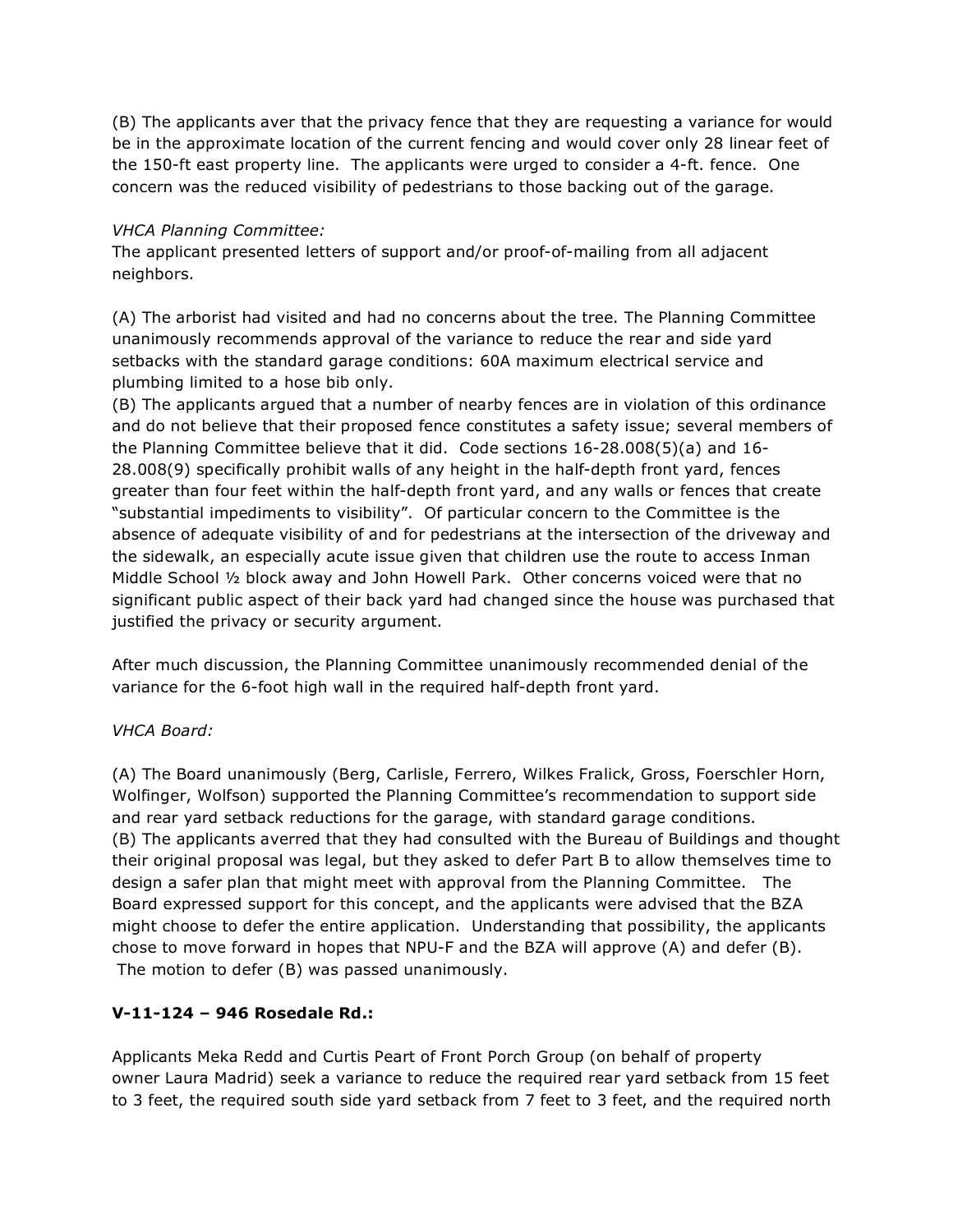(B) The applicants aver that the privacy fence that they are requesting a variance for would be in the approximate location of the current fencing and would cover only 28 linear feet of the 150-ft east property line. The applicants were urged to consider a 4-ft. fence. One concern was the reduced visibility of pedestrians to those backing out of the garage.

*VHCA Planning Committee:*

The applicant presented letters of support and/or proof-of-mailing from all adjacent neighbors.

(A) The arborist had visited and had no concerns about the tree. The Planning Committee unanimously recommends approval of the variance to reduce the rear and side yard setbacks with the standard garage conditions: 60A maximum electrical service and plumbing limited to a hose bib only.

(B) The applicants argued that a number of nearby fences are in violation of this ordinance and do not believe that their proposed fence constitutes a safety issue; several members of the Planning Committee believe that it did. Code sections 16-28.008(5)(a) and 16-28.008(9) specifically prohibit walls of any height in the half-depth front yard, fences greater than four feet within the half-depth front yard, and any walls or fences that create "substantial impediments to visibility". Of particular concern to the Committee is the absence of adequate visibility of and for pedestrians at the intersection of the driveway and the sidewalk, an especially acute issue given that children use the route to access Inman Middle School ½ block away and John Howell Park. Other concerns voiced were that no significant public aspect of their back yard had changed since the house was purchased that justified the privacy or security argument.

After much discussion, the Planning Committee unanimously recommended denial of the variance for the 6-foot high wall in the required half-depth front yard.

*VHCA Board:*

(A) The Board unanimously (Berg, Carlisle, Ferrero, Wilkes Fralick, Gross, Foerschler Horn, Wolfinger, Wolfson) supported the Planning Committee's recommendation to support side and rear yard setback reductions for the garage, with standard garage conditions.

(B) The applicants averred that they had consulted with the Bureau of Buildings and thought their original proposal was legal, but they asked to defer Part B to allow themselves time to design a safer plan that might meet with approval from the Planning Committee. The Board expressed support for this concept, and the applicants were advised that the BZA might choose to defer the entire application. Understanding that possibility, the applicants chose to move forward in hopes that NPU-F and the BZA will approve (A) and defer (B). The motion to defer (B) was passed unanimously.

**V-11-124 – 946 Rosedale Rd.:**

Applicants Meka Redd and Curtis Peart of Front Porch Group (on behalf of property owner Laura Madrid) seek a variance to reduce the required rear yard setback from 15 feet to 3 feet, the required south side yard setback from 7 feet to 3 feet, and the required north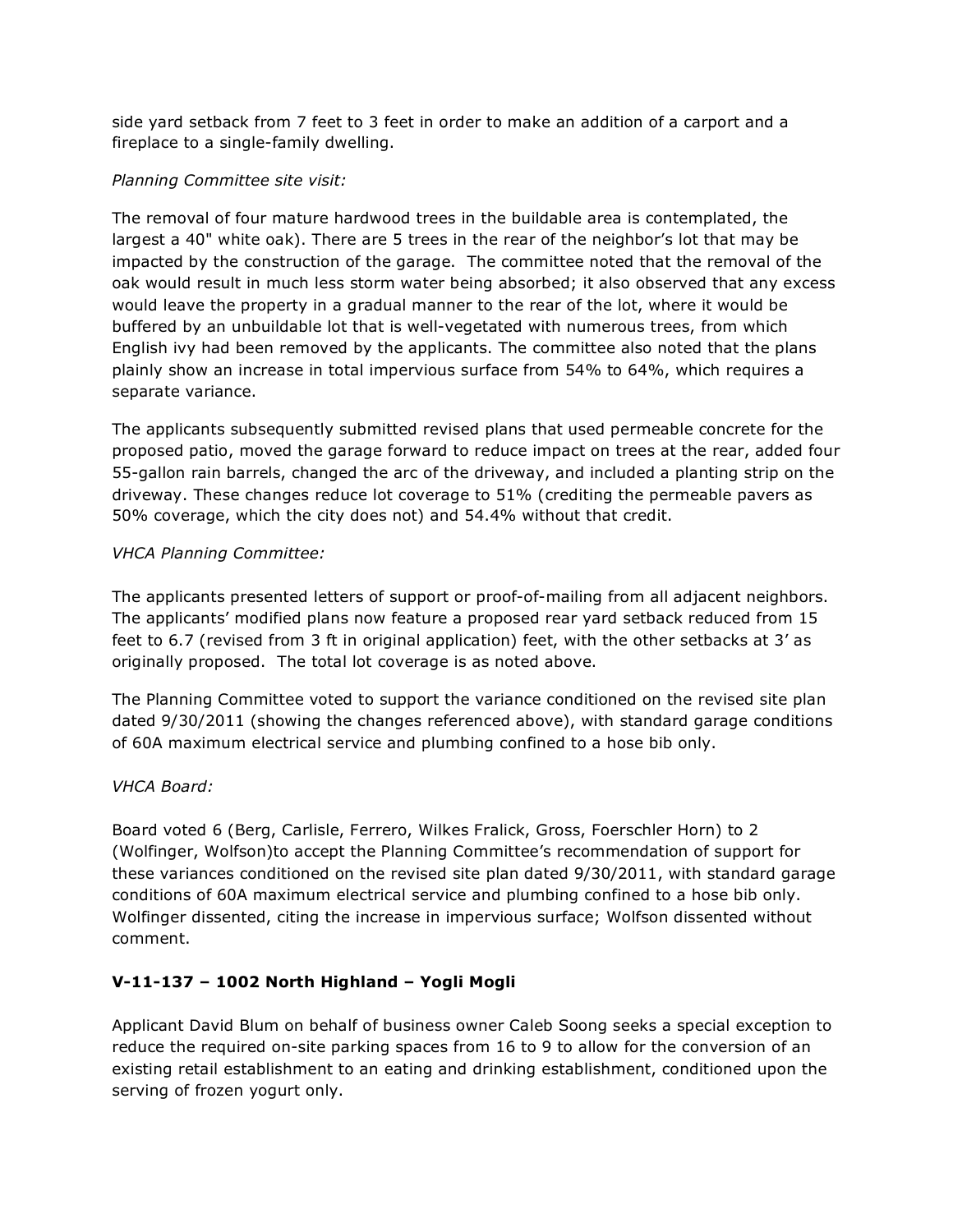side yard setback from 7 feet to 3 feet in order to make an addition of a carport and a fireplace to a single-family dwelling.

*Planning Committee site visit:*

The removal of four mature hardwood trees in the buildable area is contemplated, the largest a 40" white oak). There are 5 trees in the rear of the neighbor's lot that may be impacted by the construction of the garage. The committee noted that the removal of the oak would result in much less storm water being absorbed; it also observed that any excess would leave the property in a gradual manner to the rear of the lot, where it would be buffered by an unbuildable lot that is well-vegetated with numerous trees, from which English ivy had been removed by the applicants. The committee also noted that the plans plainly show an increase in total impervious surface from 54% to 64%, which requires a separate variance.

The applicants subsequently submitted revised plans that used permeable concrete for the proposed patio, moved the garage forward to reduce impact on trees at the rear, added four 55-gallon rain barrels, changed the arc of the driveway, and included a planting strip on the driveway. These changes reduce lot coverage to 51% (crediting the permeable pavers as 50% coverage, which the city does not) and 54.4% without that credit.

*VHCA Planning Committee:*

The applicants presented letters of support or proof-of-mailing from all adjacent neighbors. The applicants' modified plans now feature a proposed rear yard setback reduced from 15 feet to 6.7 (revised from 3 ft in original application) feet, with the other setbacks at 3' as originally proposed. The total lot coverage is as noted above.

The Planning Committee voted to support the variance conditioned on the revised site plan dated 9/30/2011 (showing the changes referenced above), with standard garage conditions of 60A maximum electrical service and plumbing confined to a hose bib only.

*VHCA Board:*

Board voted 6 (Berg, Carlisle, Ferrero, Wilkes Fralick, Gross, Foerschler Horn) to 2 (Wolfinger, Wolfson)to accept the Planning Committee's recommendation of support for these variances conditioned on the revised site plan dated 9/30/2011, with standard garage conditions of 60A maximum electrical service and plumbing confined to a hose bib only. Wolfinger dissented, citing the increase in impervious surface; Wolfson dissented without comment.

**V-11-137 – 1002 North Highland – Yogli Mogli**

Applicant David Blum on behalf of business owner Caleb Soong seeks a special exception to reduce the required on-site parking spaces from 16 to 9 to allow for the conversion of an existing retail establishment to an eating and drinking establishment, conditioned upon the serving of frozen yogurt only.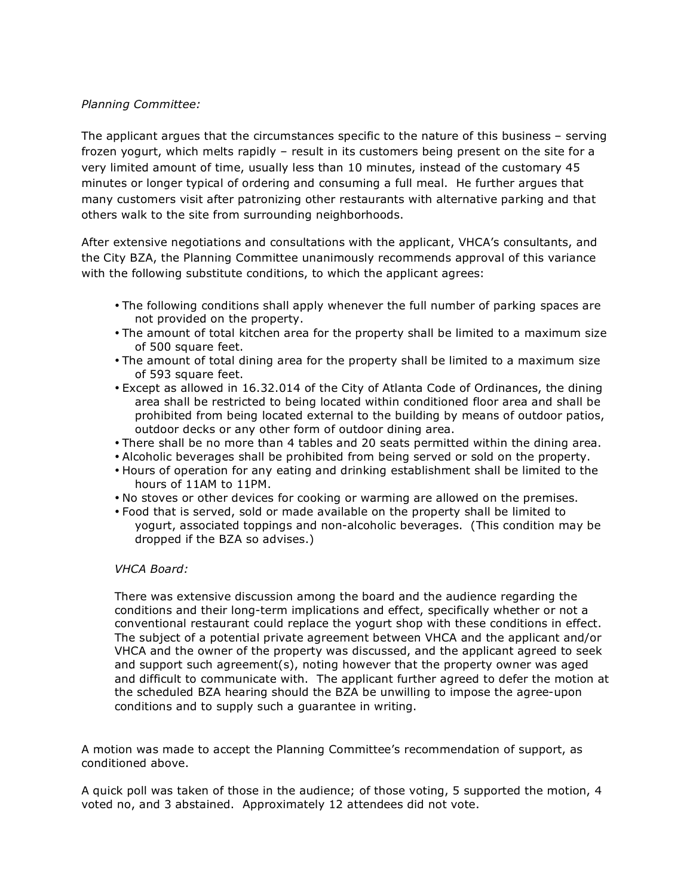*Planning Committee:*

The applicant argues that the circumstances specific to the nature of this business – serving frozen yogurt, which melts rapidly – result in its customers being present on the site for a very limited amount of time, usually less than 10 minutes, instead of the customary 45 minutes or longer typical of ordering and consuming a full meal. He further argues that many customers visit after patronizing other restaurants with alternative parking and that others walk to the site from surrounding neighborhoods.

After extensive negotiations and consultations with the applicant, VHCA's consultants, and the City BZA, the Planning Committee unanimously recommends approval of this variance with the following substitute conditions, to which the applicant agrees:

- The following conditions shall apply whenever the full number of parking spaces are not provided on the property.
- The amount of total kitchen area for the property shall be limited to a maximum size of 500 square feet.
- The amount of total dining area for the property shall be limited to a maximum size of 593 square feet.
- Except as allowed in 16.32.014 of the City of Atlanta Code of Ordinances, the dining area shall be restricted to being located within conditioned floor area and shall be prohibited from being located external to the building by means of outdoor patios, outdoor decks or any other form of outdoor dining area.
- There shall be no more than 4 tables and 20 seats permitted within the dining area.
- Alcoholic beverages shall be prohibited from being served or sold on the property.
- Hours of operation for any eating and drinking establishment shall be limited to the hours of 11AM to 11PM.
- No stoves or other devices for cooking or warming are allowed on the premises.
- Food that is served, sold or made available on the property shall be limited to yogurt, associated toppings and non-alcoholic beverages. (This condition may be dropped if the BZA so advises.)

*VHCA Board:*

There was extensive discussion among the board and the audience regarding the conditions and their long-term implications and effect, specifically whether or not a conventional restaurant could replace the yogurt shop with these conditions in effect. The subject of a potential private agreement between VHCA and the applicant and/or VHCA and the owner of the property was discussed, and the applicant agreed to seek and support such agreement(s), noting however that the property owner was aged and difficult to communicate with. The applicant further agreed to defer the motion at the scheduled BZA hearing should the BZA be unwilling to impose the agree-upon conditions and to supply such a guarantee in writing.

A motion was made to accept the Planning Committee's recommendation of support, as conditioned above.

A quick poll was taken of those in the audience; of those voting, 5 supported the motion, 4 voted no, and 3 abstained. Approximately 12 attendees did not vote.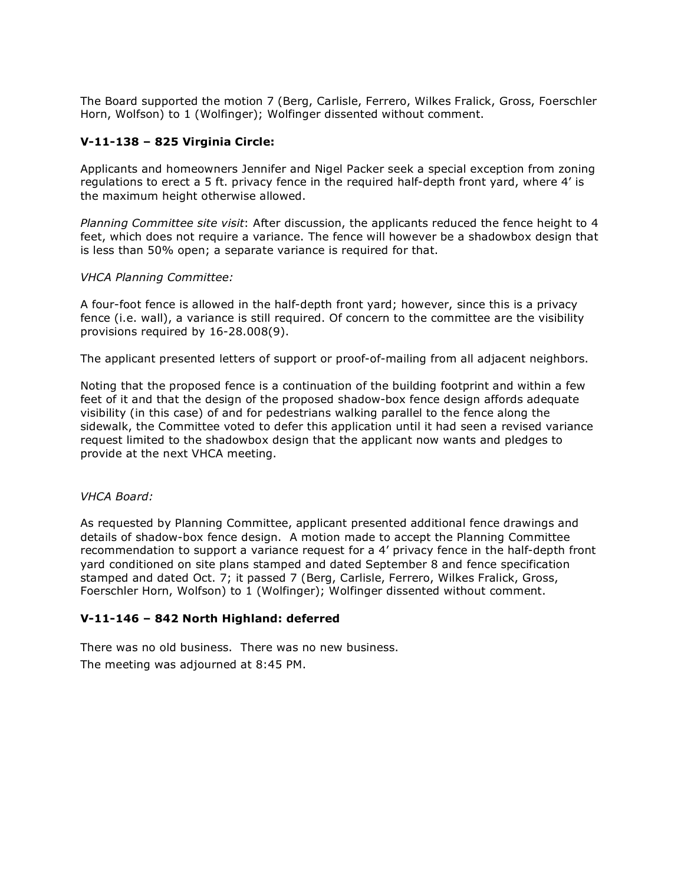The Board supported the motion 7 (Berg, Carlisle, Ferrero, Wilkes Fralick, Gross, Foerschler Horn, Wolfson) to 1 (Wolfinger); Wolfinger dissented without comment.

### V-11-138 – 825 Virginia Circle:

Applicants and homeowners Jennifer and Nigel Packer seek a special exception from zoning regulations to erect a 5 ft. privacy fence in the required half-depth front yard, where 4' is the maximum height otherwise allowed.

*Planning Committee site visit*: After discussion, the applicants reduced the fence height to 4 feet, which does not require a variance. The fence will however be a shadowbox design that is less than 50% open; a separate variance is required for that.

*VHCA Planning Committee:*

A four-foot fence is allowed in the half-depth front yard; however, since this is a privacy fence (i.e. wall), a variance is still required. Of concern to the committee are the visibility provisions required by 16-28.008(9).

The applicant presented letters of support or proof-of-mailing from all adjacent neighbors.

Noting that the proposed fence is a continuation of the building footprint and within a few feet of it and that the design of the proposed shadow-box fence design affords adequate visibility (in this case) of and for pedestrians walking parallel to the fence along the sidewalk, the Committee voted to defer this application until it had seen a revised variance request limited to the shadowbox design that the applicant now wants and pledges to provide at the next VHCA meeting.

*VHCA Board:*

As requested by Planning Committee, applicant presented additional fence drawings and details of shadow-box fence design. A motion made to accept the Planning Committee recommendation to support a variance request for a 4' privacy fence in the half-depth front yard conditioned on site plans stamped and dated September 8 and fence specification stamped and dated Oct. 7; it passed 7 (Berg, Carlisle, Ferrero, Wilkes Fralick, Gross, Foerschler Horn, Wolfson) to 1 (Wolfinger); Wolfinger dissented without comment.

### V-11-146 – 842 North Highland: deferred

There was no old business. There was no new business.

The meeting was adjourned at 8:45 PM.